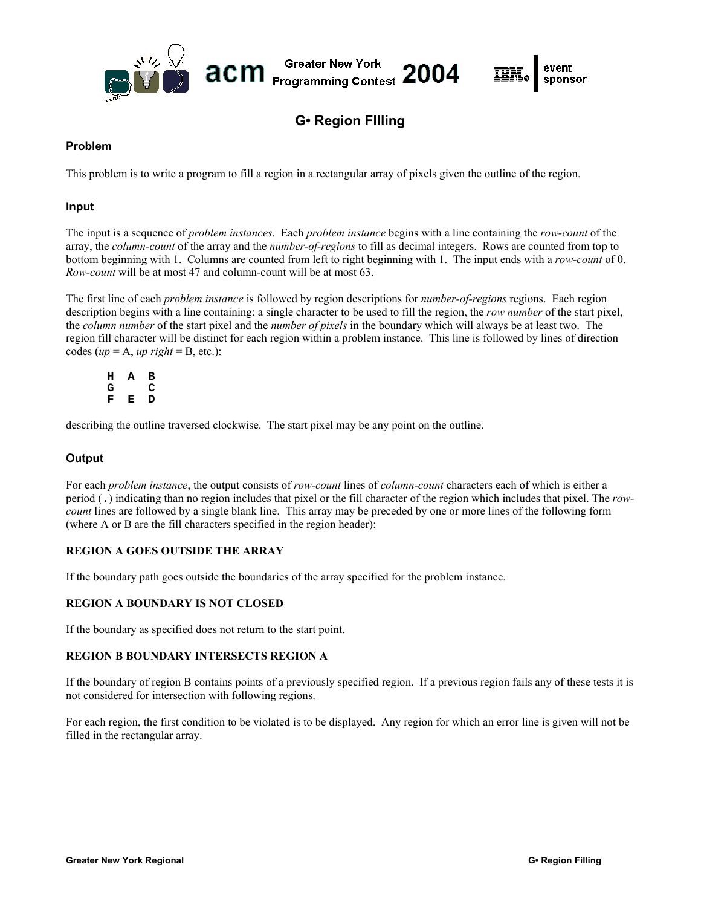# G• Region FIlling

## Problem

This problem is to write a program to fill a region in a rectangular array of pixels given the outline of the region.

## Input

The input is a sequence of *problem instances*. Each *problem instance* begins with a line containing the *row-count* of the array, the *column-count* of the array and the *number-of-regions* to fill as decimal integers. Rows are counted from top to bottom beginning with 1. Columns are counted from left to right beginning with 1. The input ends with a *row-count* of 0. *Row-count* will be at most 47 and column-count will be at most 63.

The first line of each *problem instance* is followed by region descriptions for *number-of-regions* regions. Each region description begins with a line containing: a single character to be used to fill the region, the *row number* of the start pixel, the *column number* of the start pixel and the *number of pixels* in the boundary which will always be at least two. The region fill character will be distinct for each region within a problem instance. This line is followed by lines of direction codes (*up* = A, *up right* = B, etc.):

```
H  A  B
G     C
F  E  D
```

describing the outline traversed clockwise. The start pixel may be any point on the outline.

## Output

For each *problem instance*, the output consists of *row-count* lines of *column-count* characters each of which is either a period (`.`) indicating than no region includes that pixel or the fill character of the region which includes that pixel. The *row-count* lines are followed by a single blank line. This array may be preceded by one or more lines of the following form (where A or B are the fill characters specified in the region header):

**REGION A GOES OUTSIDE THE ARRAY**

If the boundary path goes outside the boundaries of the array specified for the problem instance.

**REGION A BOUNDARY IS NOT CLOSED**

If the boundary as specified does not return to the start point.

**REGION B BOUNDARY INTERSECTS REGION A**

If the boundary of region B contains points of a previously specified region. If a previous region fails any of these tests it is not considered for intersection with following regions.

For each region, the first condition to be violated is to be displayed. Any region for which an error line is given will not be filled in the rectangular array.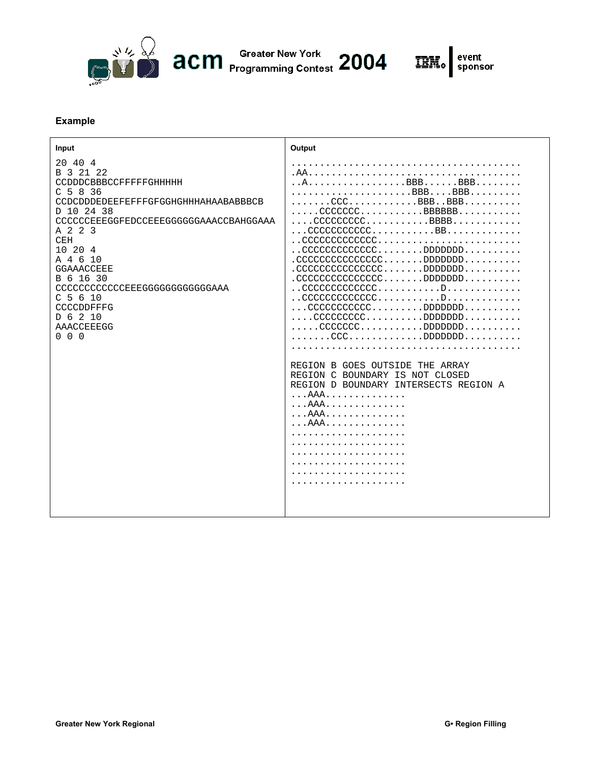## Example

| Input | Output |
|---|---|
| | |

**Input**

```
20 40 4
B 3 21 22
CCDDDCBBBCCFFFFFGHHHHH
C 5 8 36
CCDCDDDEDEEFEFFFGFGGHGHHHAHAABABBBCB
D 10 24 38
CCCCCCEEEGGFEDCCEEEGGGGGGAAACCBAHGGAAA
A 2 2 3
CEH
10 20 4
A 4 6 10
GGAAACCEEE
B 6 16 30
CCCCCCCCCCCCEEEGGGGGGGGGGGGAAA
C 5 6 10
CCCCDDFFFG
D 6 2 10
AAACCEEEGG
0 0 0
```

**Output**

```
........................................
.AA.....................................
..A.................BBB......BBB........
.....................BBB....BBB.........
.......CCC............BBB..BBB..........
.....CCCCCCC...........BBBBBB...........
....CCCCCCCCC...........BBBB............
...CCCCCCCCCCC...........BB.............
..CCCCCCCCCCCCC.........................
..CCCCCCCCCCCCC........DDDDDDD..........
.CCCCCCCCCCCCCCC.......DDDDDDD..........
.CCCCCCCCCCCCCCC.......DDDDDDD..........
.CCCCCCCCCCCCCCC.......DDDDDDD..........
..CCCCCCCCCCCCC...........D.............
..CCCCCCCCCCCCC...........D.............
...CCCCCCCCCCC.........DDDDDDD..........
....CCCCCCCCC..........DDDDDDD..........
.....CCCCCCC...........DDDDDDD..........
.......CCC.............DDDDDDD..........
........................................

REGION B GOES OUTSIDE THE ARRAY
REGION C BOUNDARY IS NOT CLOSED
REGION D BOUNDARY INTERSECTS REGION A
...AAA..............
...AAA..............
...AAA..............
...AAA..............
....................
....................
....................
....................
....................
....................
```